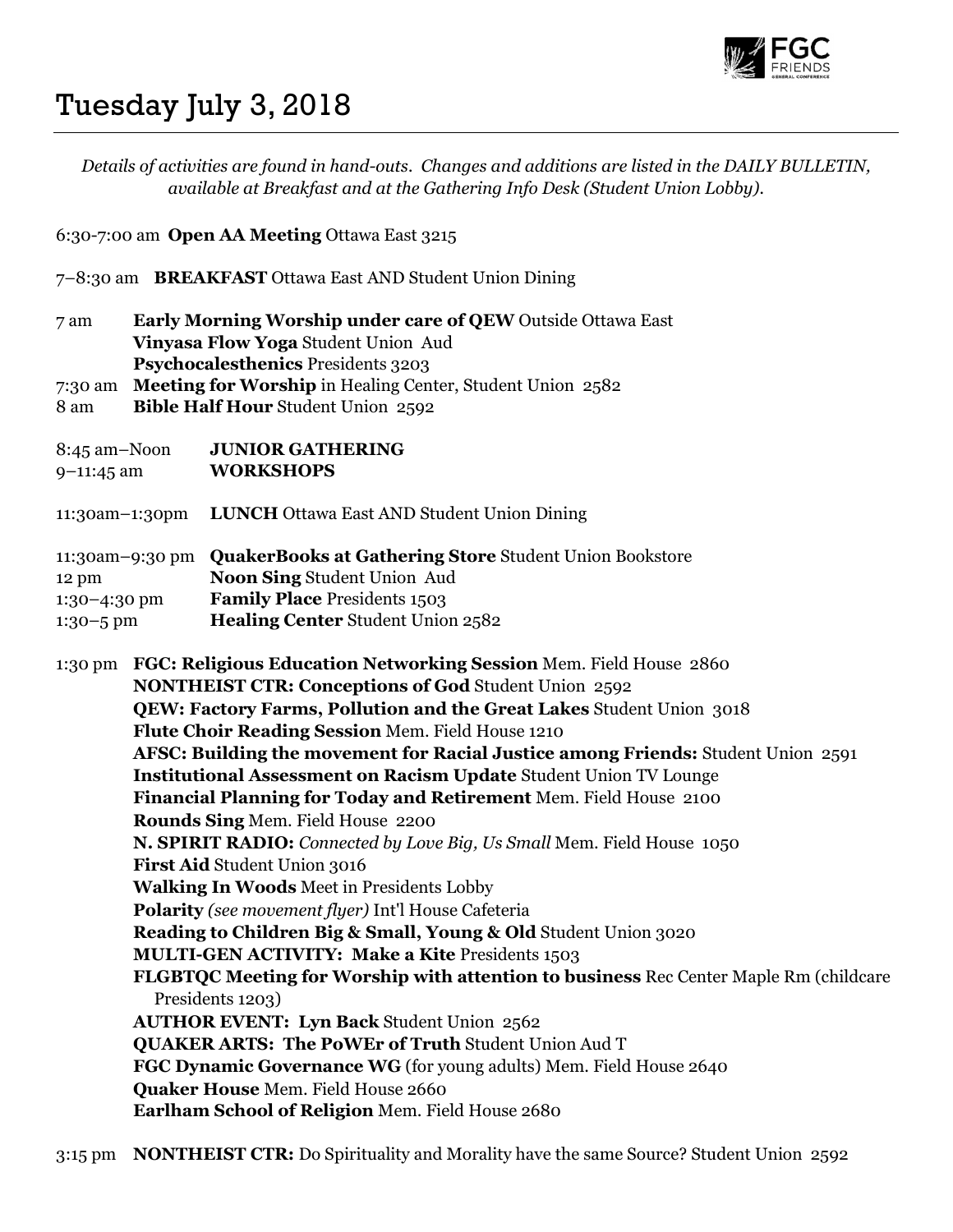# Tuesday July 3, 2018

*Details of activities are found in hand-outs. Changes and additions are listed in the DAILY BULLETIN, available at Breakfast and at the Gathering Info Desk (Student Union Lobby).*

6:30-7:00 am **Open AA Meeting** Ottawa East 3215

7–8:30 am **BREAKFAST** Ottawa East AND Student Union Dining

7 am **Early Morning Worship under care of QEW** Outside Ottawa East
**Vinyasa Flow Yoga** Student Union Aud
**Psychocalesthenics** Presidents 3203

7:30 am **Meeting for Worship** in Healing Center, Student Union 2582

8 am **Bible Half Hour** Student Union 2592

8:45 am–Noon **JUNIOR GATHERING**

9–11:45 am **WORKSHOPS**

11:30am–1:30pm **LUNCH** Ottawa East AND Student Union Dining

11:30am–9:30 pm **QuakerBooks at Gathering Store** Student Union Bookstore

12 pm **Noon Sing** Student Union Aud

1:30–4:30 pm **Family Place** Presidents 1503

1:30–5 pm **Healing Center** Student Union 2582

1:30 pm **FGC: Religious Education Networking Session** Mem. Field House 2860
**NONTHEIST CTR: Conceptions of God** Student Union 2592
**QEW: Factory Farms, Pollution and the Great Lakes** Student Union 3018
**Flute Choir Reading Session** Mem. Field House 1210
**AFSC: Building the movement for Racial Justice among Friends:** Student Union 2591
**Institutional Assessment on Racism Update** Student Union TV Lounge
**Financial Planning for Today and Retirement** Mem. Field House 2100
**Rounds Sing** Mem. Field House 2200
**N. SPIRIT RADIO:** *Connected by Love Big, Us Small* Mem. Field House 1050
**First Aid** Student Union 3016
**Walking In Woods** Meet in Presidents Lobby
**Polarity** *(see movement flyer)* Int'l House Cafeteria
**Reading to Children Big & Small, Young & Old** Student Union 3020
**MULTI-GEN ACTIVITY: Make a Kite** Presidents 1503
**FLGBTQC Meeting for Worship with attention to business** Rec Center Maple Rm (childcare Presidents 1203)
**AUTHOR EVENT: Lyn Back** Student Union 2562
**QUAKER ARTS: The PoWEr of Truth** Student Union Aud T
**FGC Dynamic Governance WG** (for young adults) Mem. Field House 2640
**Quaker House** Mem. Field House 2660
**Earlham School of Religion** Mem. Field House 2680

3:15 pm **NONTHEIST CTR:** Do Spirituality and Morality have the same Source? Student Union 2592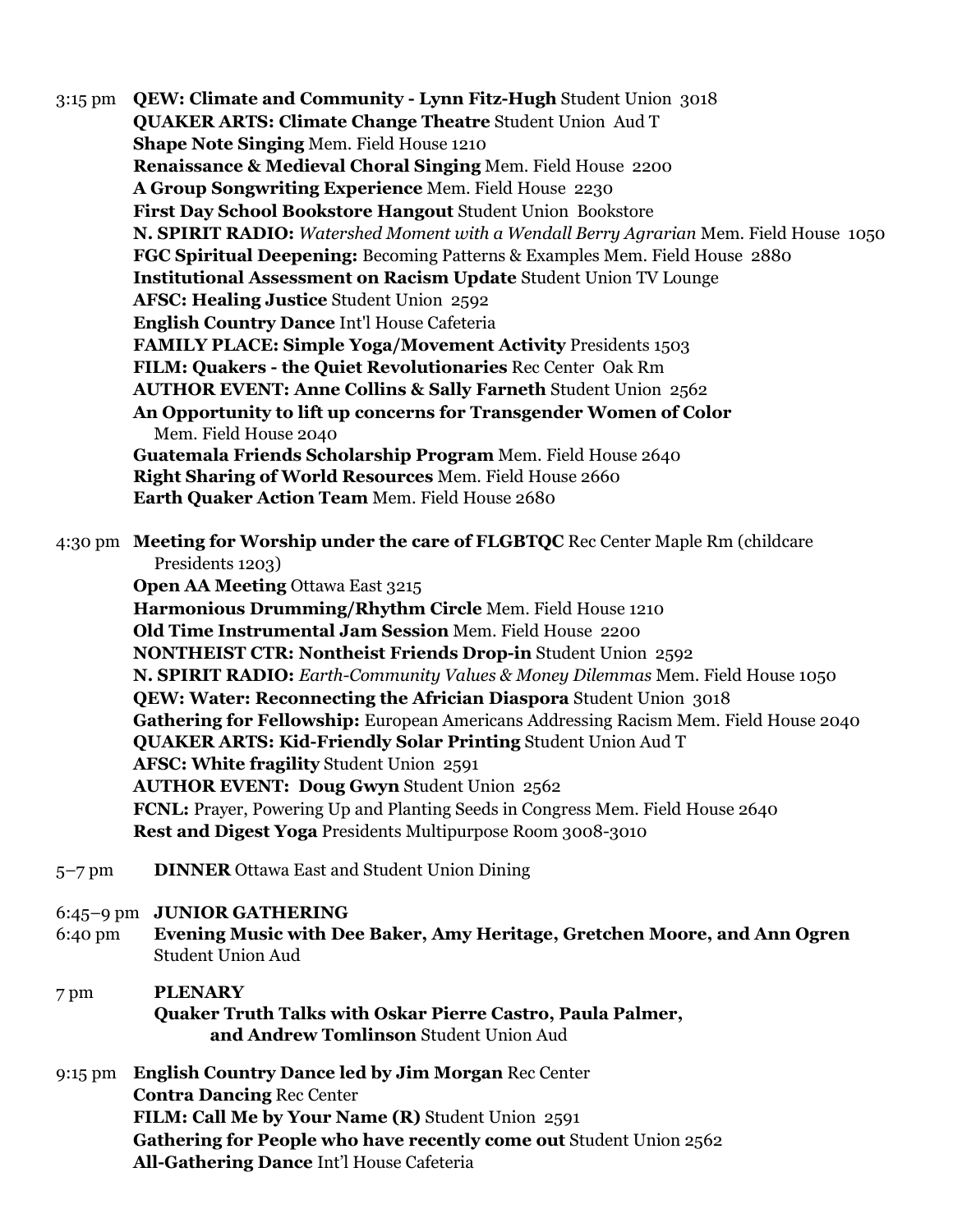3:15 pm **QEW: Climate and Community - Lynn Fitz-Hugh** Student Union 3018
**QUAKER ARTS: Climate Change Theatre** Student Union Aud T
**Shape Note Singing** Mem. Field House 1210
**Renaissance & Medieval Choral Singing** Mem. Field House 2200
**A Group Songwriting Experience** Mem. Field House 2230
**First Day School Bookstore Hangout** Student Union Bookstore
**N. SPIRIT RADIO:** *Watershed Moment with a Wendall Berry Agrarian* Mem. Field House 1050
**FGC Spiritual Deepening:** Becoming Patterns & Examples Mem. Field House 2880
**Institutional Assessment on Racism Update** Student Union TV Lounge
**AFSC: Healing Justice** Student Union 2592
**English Country Dance** Int'l House Cafeteria
**FAMILY PLACE: Simple Yoga/Movement Activity** Presidents 1503
**FILM: Quakers - the Quiet Revolutionaries** Rec Center Oak Rm
**AUTHOR EVENT: Anne Collins & Sally Farneth** Student Union 2562
**An Opportunity to lift up concerns for Transgender Women of Color** Mem. Field House 2040
**Guatemala Friends Scholarship Program** Mem. Field House 2640
**Right Sharing of World Resources** Mem. Field House 2660
**Earth Quaker Action Team** Mem. Field House 2680

4:30 pm **Meeting for Worship under the care of FLGBTQC** Rec Center Maple Rm (childcare Presidents 1203)
**Open AA Meeting** Ottawa East 3215
**Harmonious Drumming/Rhythm Circle** Mem. Field House 1210
**Old Time Instrumental Jam Session** Mem. Field House 2200
**NONTHEIST CTR: Nontheist Friends Drop-in** Student Union 2592
**N. SPIRIT RADIO:** *Earth-Community Values & Money Dilemmas* Mem. Field House 1050
**QEW: Water: Reconnecting the Africian Diaspora** Student Union 3018
**Gathering for Fellowship:** European Americans Addressing Racism Mem. Field House 2040
**QUAKER ARTS: Kid-Friendly Solar Printing** Student Union Aud T
**AFSC: White fragility** Student Union 2591
**AUTHOR EVENT: Doug Gwyn** Student Union 2562
**FCNL:** Prayer, Powering Up and Planting Seeds in Congress Mem. Field House 2640
**Rest and Digest Yoga** Presidents Multipurpose Room 3008-3010

5–7 pm **DINNER** Ottawa East and Student Union Dining

6:45–9 pm **JUNIOR GATHERING**

6:40 pm **Evening Music with Dee Baker, Amy Heritage, Gretchen Moore, and Ann Ogren** Student Union Aud

7 pm **PLENARY**
**Quaker Truth Talks with Oskar Pierre Castro, Paula Palmer, and Andrew Tomlinson** Student Union Aud

9:15 pm **English Country Dance led by Jim Morgan** Rec Center
**Contra Dancing** Rec Center
**FILM: Call Me by Your Name (R)** Student Union 2591
**Gathering for People who have recently come out** Student Union 2562
**All-Gathering Dance** Int'l House Cafeteria